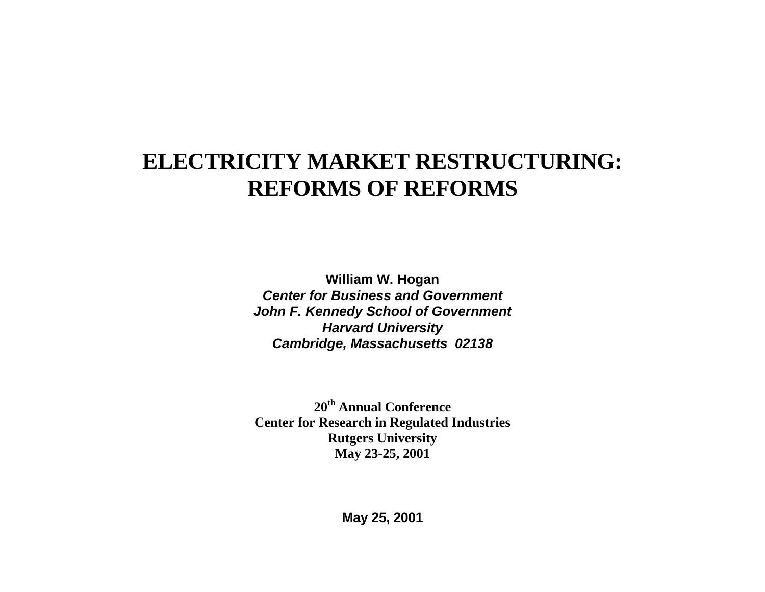# ELECTRICITY MARKET RESTRUCTURING: REFORMS OF REFORMS

**William W. Hogan**
***Center for Business and Government***
***John F. Kennedy School of Government***
***Harvard University***
***Cambridge, Massachusetts 02138***

**20th Annual Conference**
**Center for Research in Regulated Industries**
**Rutgers University**
**May 23-25, 2001**

**May 25, 2001**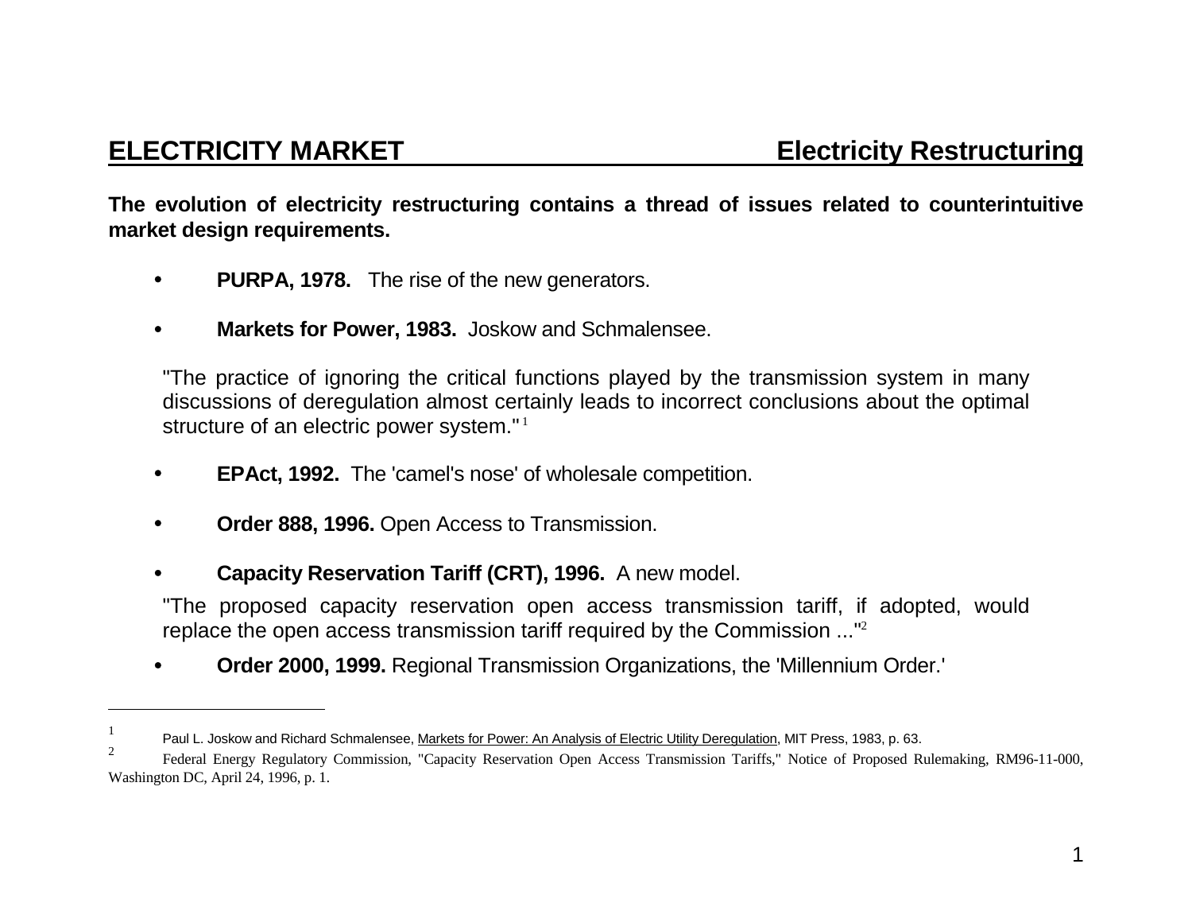## ELECTRICITY MARKET — Electricity Restructuring

**The evolution of electricity restructuring contains a thread of issues related to counterintuitive market design requirements.**

- **PURPA, 1978.** The rise of the new generators.

- **Markets for Power, 1983.** Joskow and Schmalensee.

  "The practice of ignoring the critical functions played by the transmission system in many discussions of deregulation almost certainly leads to incorrect conclusions about the optimal structure of an electric power system." [1]

- **EPAct, 1992.** The 'camel's nose' of wholesale competition.

- **Order 888, 1996.** Open Access to Transmission.

- **Capacity Reservation Tariff (CRT), 1996.** A new model.

  "The proposed capacity reservation open access transmission tariff, if adopted, would replace the open access transmission tariff required by the Commission ..."[2]

- **Order 2000, 1999.** Regional Transmission Organizations, the 'Millennium Order.'

---

[1] Paul L. Joskow and Richard Schmalensee, Markets for Power: An Analysis of Electric Utility Deregulation, MIT Press, 1983, p. 63.

[2] Federal Energy Regulatory Commission, "Capacity Reservation Open Access Transmission Tariffs," Notice of Proposed Rulemaking, RM96-11-000, Washington DC, April 24, 1996, p. 1.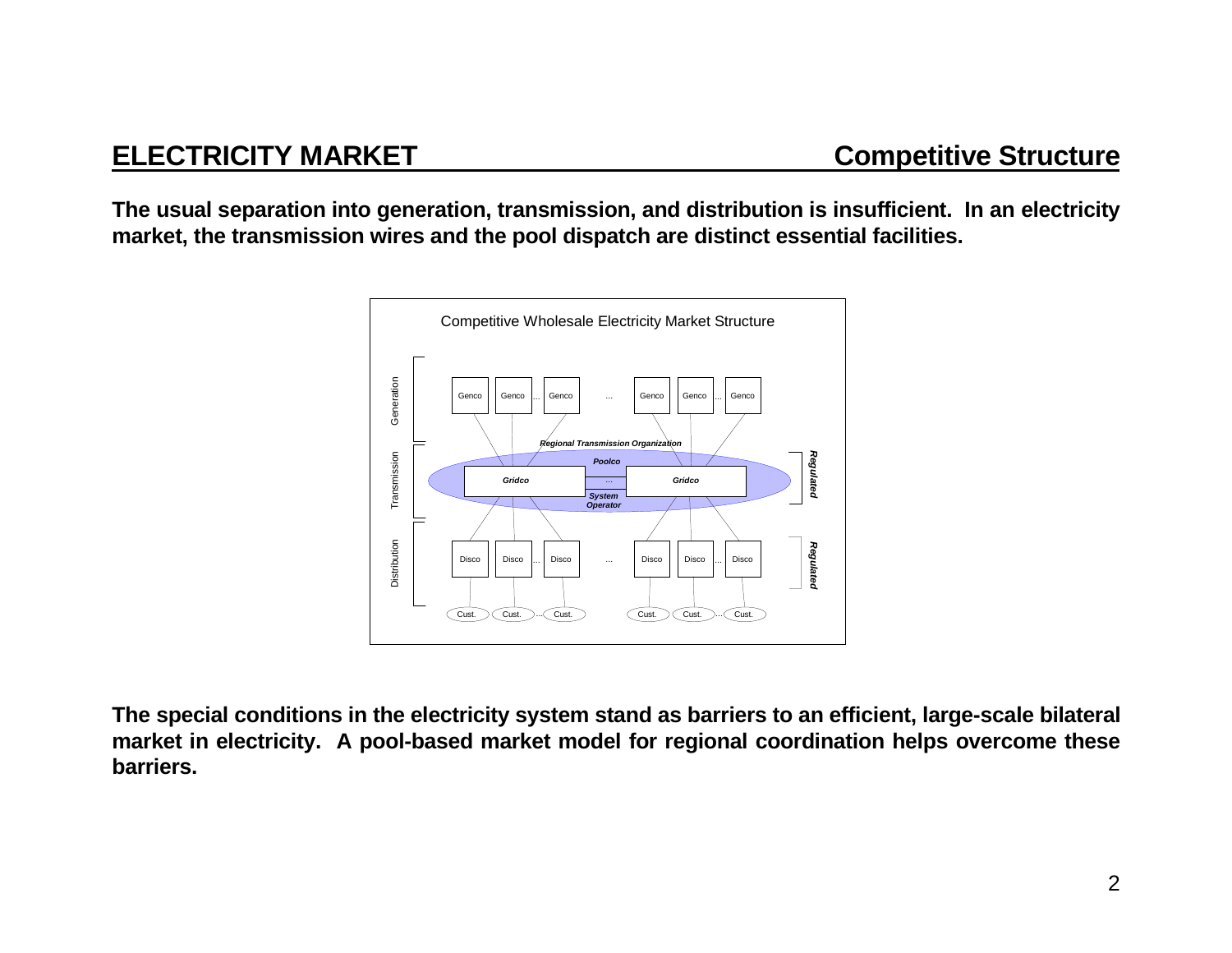# ELECTRICITY MARKET — Competitive Structure

**The usual separation into generation, transmission, and distribution is insufficient. In an electricity market, the transmission wires and the pool dispatch are distinct essential facilities.**

Competitive Wholesale Electricity Market Structure

Generation: Genco, Genco ... Genco ... Genco, Genco ... Genco

Transmission: *Regional Transmission Organization* — *Gridco* ... *Gridco*; *Poolco*; *System Operator* — *Regulated*

Distribution: Disco, Disco ... Disco ... Disco, Disco ... Disco — *Regulated*

Cust., Cust. ... Cust. — Cust., Cust. ... Cust.

**The special conditions in the electricity system stand as barriers to an efficient, large-scale bilateral market in electricity. A pool-based market model for regional coordination helps overcome these barriers.**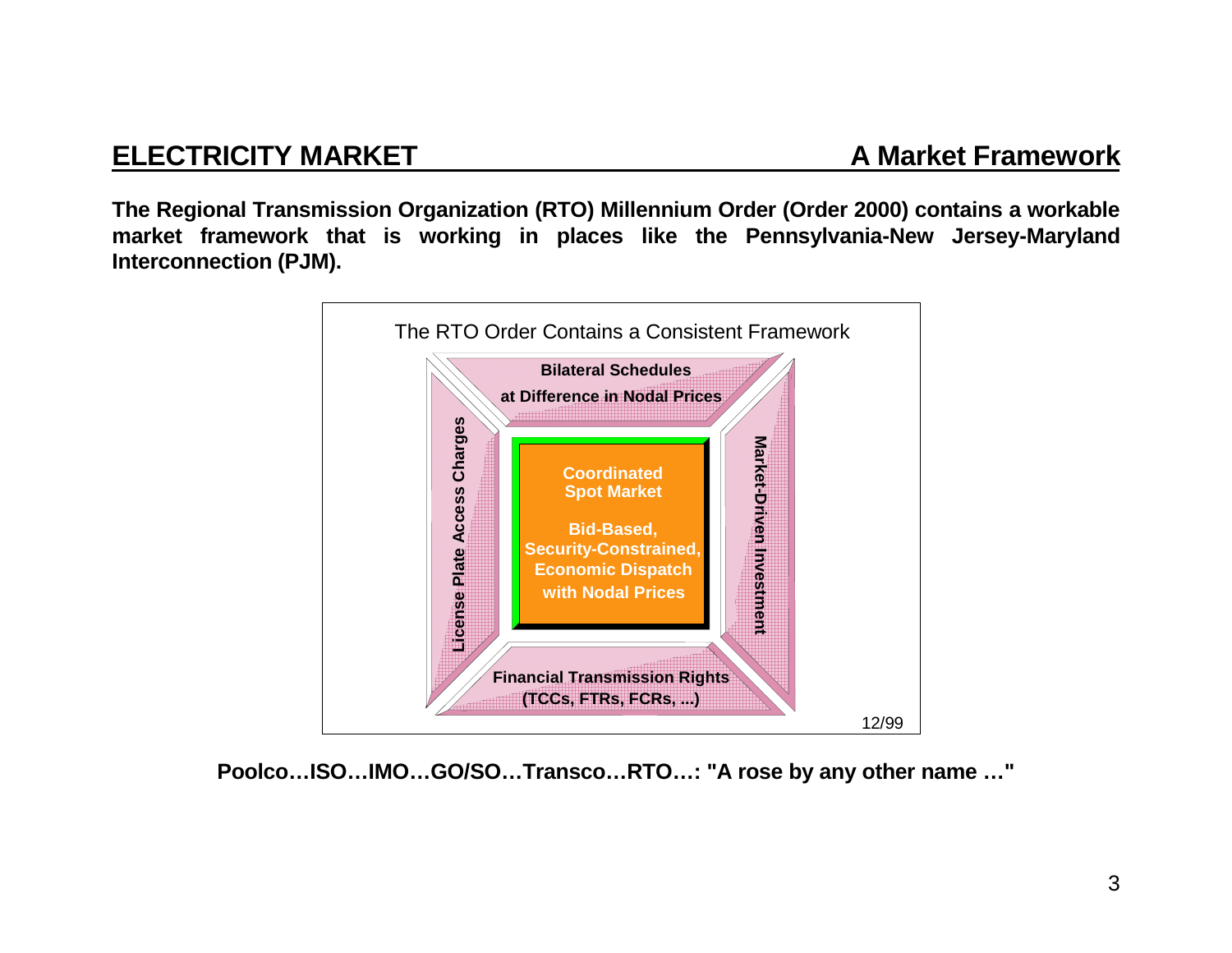## ELECTRICITY MARKET — A Market Framework

**The Regional Transmission Organization (RTO) Millennium Order (Order 2000) contains a workable market framework that is working in places like the Pennsylvania-New Jersey-Maryland Interconnection (PJM).**

The RTO Order Contains a Consistent Framework

**Bilateral Schedules at Difference in Nodal Prices**

**License Plate Access Charges**

**Coordinated Spot Market**

**Bid-Based, Security-Constrained, Economic Dispatch with Nodal Prices**

**Market-Driven Investment**

**Financial Transmission Rights (TCCs, FTRs, FCRs, ...)**

12/99

**Poolco…ISO…IMO…GO/SO…Transco…RTO…: "A rose by any other name …"**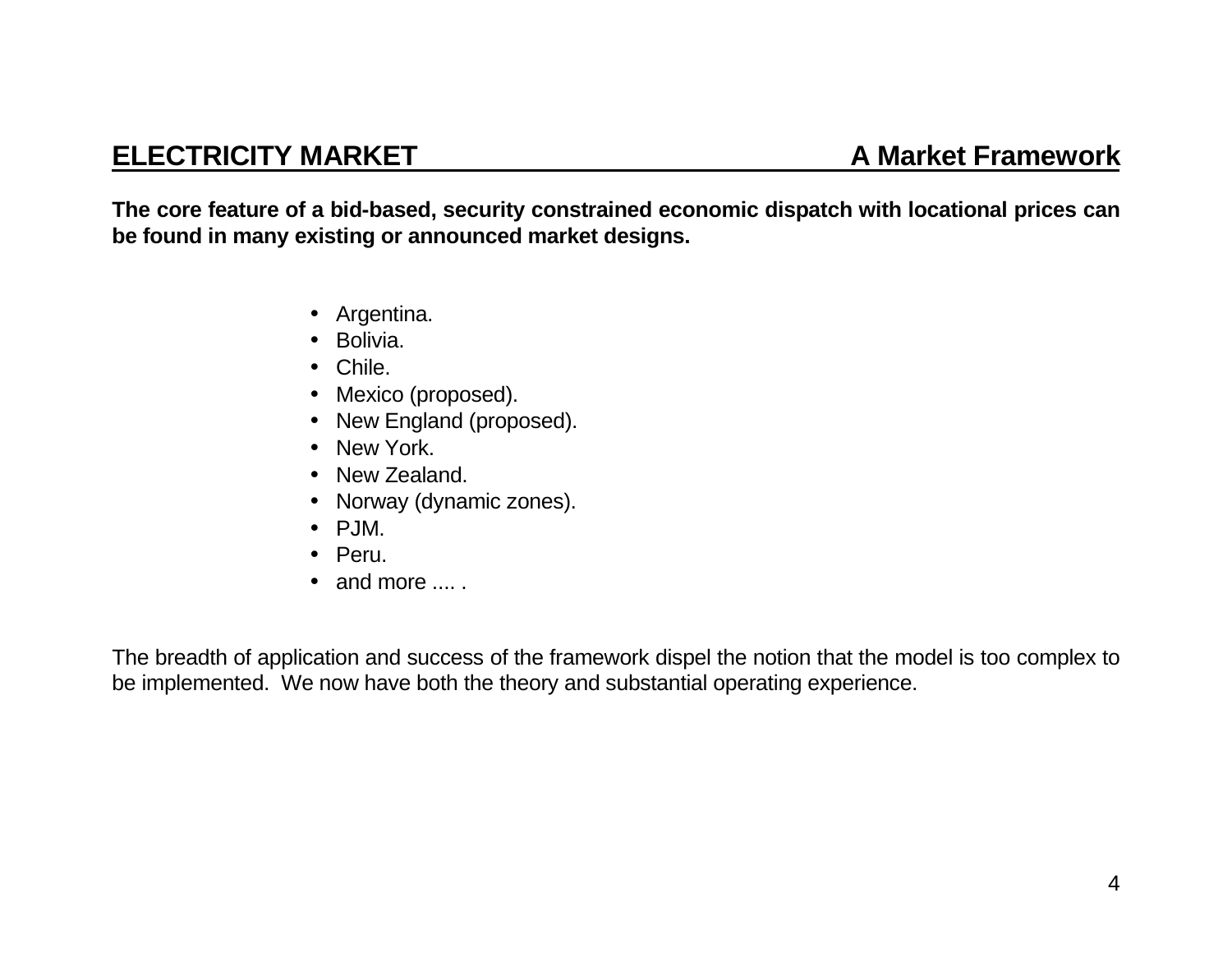## ELECTRICITY MARKET — A Market Framework

**The core feature of a bid-based, security constrained economic dispatch with locational prices can be found in many existing or announced market designs.**

- Argentina.
- Bolivia.
- Chile.
- Mexico (proposed).
- New England (proposed).
- New York.
- New Zealand.
- Norway (dynamic zones).
- PJM.
- Peru.
- and more .... .

The breadth of application and success of the framework dispel the notion that the model is too complex to be implemented. We now have both the theory and substantial operating experience.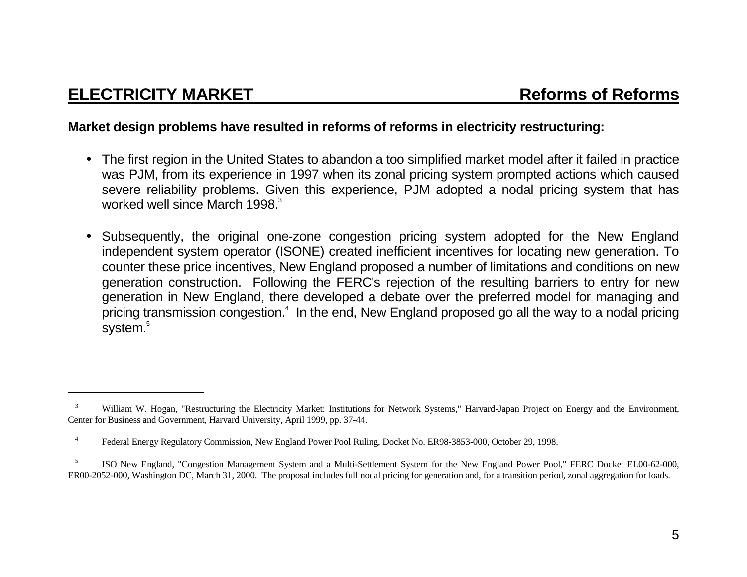## ELECTRICITY MARKET — Reforms of Reforms

**Market design problems have resulted in reforms of reforms in electricity restructuring:**

- The first region in the United States to abandon a too simplified market model after it failed in practice was PJM, from its experience in 1997 when its zonal pricing system prompted actions which caused severe reliability problems. Given this experience, PJM adopted a nodal pricing system that has worked well since March 1998.[3]

- Subsequently, the original one-zone congestion pricing system adopted for the New England independent system operator (ISONE) created inefficient incentives for locating new generation. To counter these price incentives, New England proposed a number of limitations and conditions on new generation construction. Following the FERC's rejection of the resulting barriers to entry for new generation in New England, there developed a debate over the preferred model for managing and pricing transmission congestion.[4] In the end, New England proposed go all the way to a nodal pricing system.[5]

---

[3] William W. Hogan, "Restructuring the Electricity Market: Institutions for Network Systems," Harvard-Japan Project on Energy and the Environment, Center for Business and Government, Harvard University, April 1999, pp. 37-44.

[4] Federal Energy Regulatory Commission, New England Power Pool Ruling, Docket No. ER98-3853-000, October 29, 1998.

[5] ISO New England, "Congestion Management System and a Multi-Settlement System for the New England Power Pool," FERC Docket EL00-62-000, ER00-2052-000, Washington DC, March 31, 2000. The proposal includes full nodal pricing for generation and, for a transition period, zonal aggregation for loads.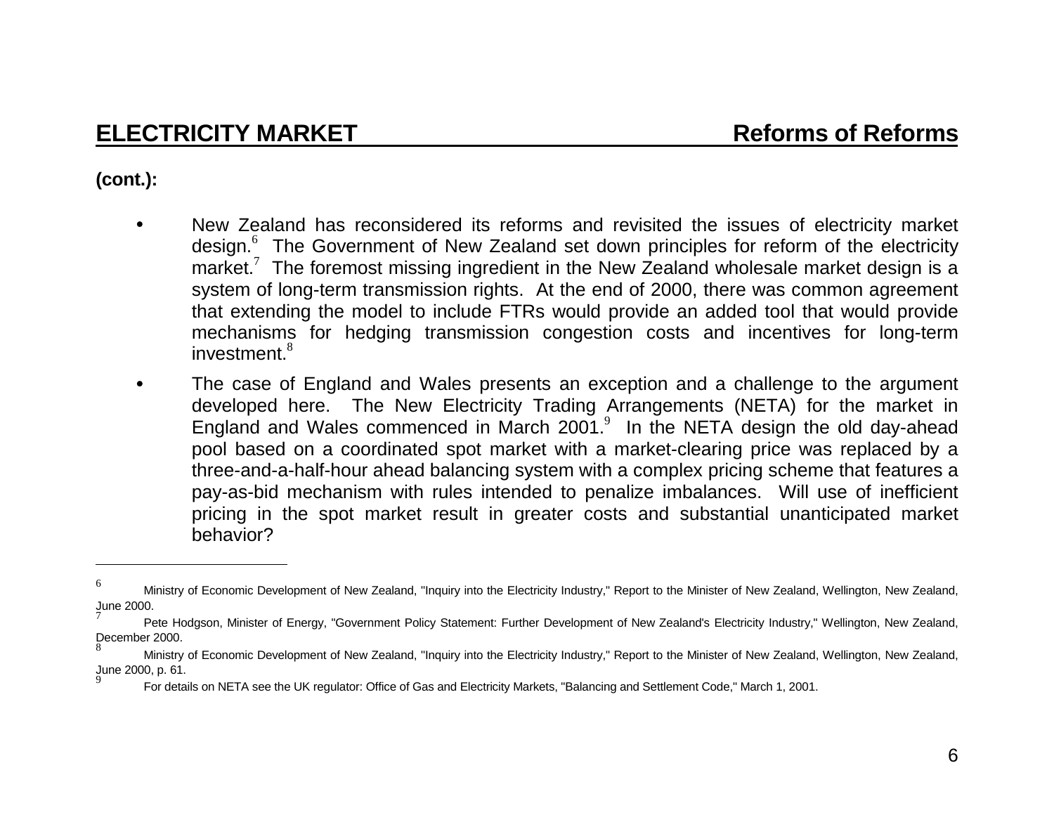## ELECTRICITY MARKET — Reforms of Reforms

**(cont.):**

- New Zealand has reconsidered its reforms and revisited the issues of electricity market design.[6] The Government of New Zealand set down principles for reform of the electricity market.[7] The foremost missing ingredient in the New Zealand wholesale market design is a system of long-term transmission rights. At the end of 2000, there was common agreement that extending the model to include FTRs would provide an added tool that would provide mechanisms for hedging transmission congestion costs and incentives for long-term investment.[8]

- The case of England and Wales presents an exception and a challenge to the argument developed here. The New Electricity Trading Arrangements (NETA) for the market in England and Wales commenced in March 2001.[9] In the NETA design the old day-ahead pool based on a coordinated spot market with a market-clearing price was replaced by a three-and-a-half-hour ahead balancing system with a complex pricing scheme that features a pay-as-bid mechanism with rules intended to penalize imbalances. Will use of inefficient pricing in the spot market result in greater costs and substantial unanticipated market behavior?

---

[6] Ministry of Economic Development of New Zealand, "Inquiry into the Electricity Industry," Report to the Minister of New Zealand, Wellington, New Zealand, June 2000.

[7] Pete Hodgson, Minister of Energy, "Government Policy Statement: Further Development of New Zealand's Electricity Industry," Wellington, New Zealand, December 2000.

[8] Ministry of Economic Development of New Zealand, "Inquiry into the Electricity Industry," Report to the Minister of New Zealand, Wellington, New Zealand, June 2000, p. 61.

[9] For details on NETA see the UK regulator: Office of Gas and Electricity Markets, "Balancing and Settlement Code," March 1, 2001.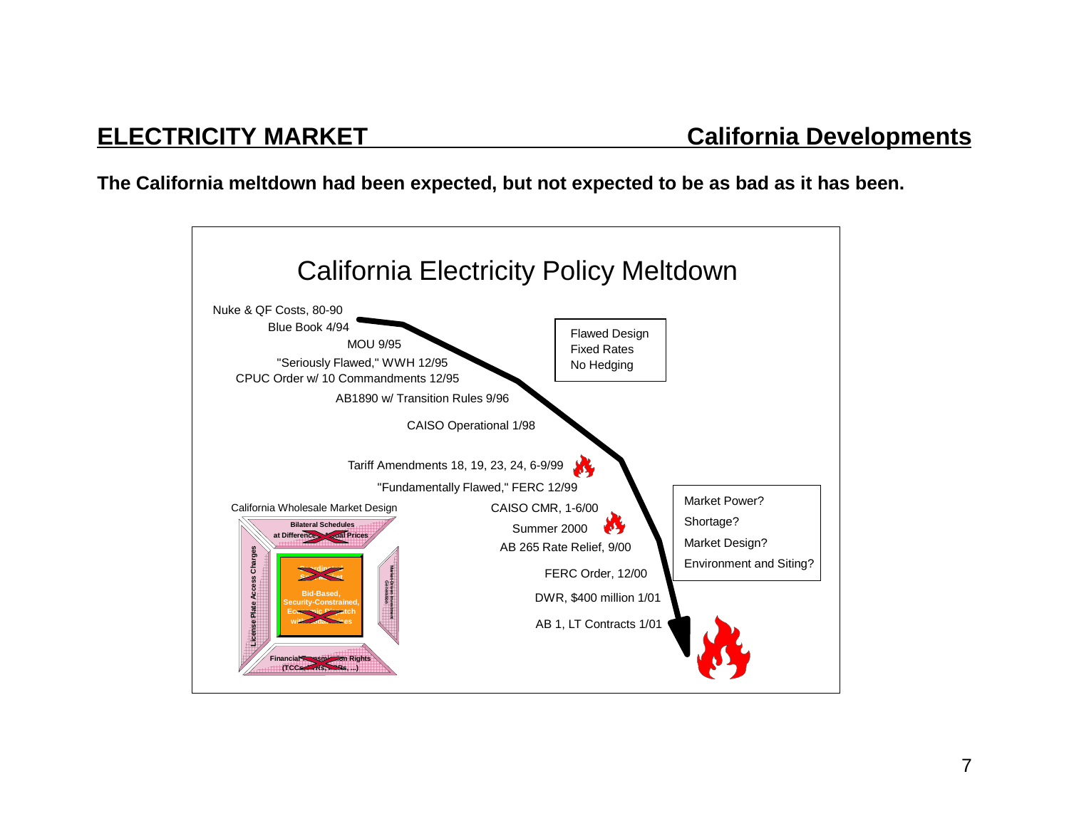## ELECTRICITY MARKET — California Developments

**The California meltdown had been expected, but not expected to be as bad as it has been.**

### California Electricity Policy Meltdown

- Nuke & QF Costs, 80-90
- Blue Book 4/94
- MOU 9/95
- "Seriously Flawed," WWH 12/95
- CPUC Order w/ 10 Commandments 12/95
- AB1890 w/ Transition Rules 9/96
- CAISO Operational 1/98
- Tariff Amendments 18, 19, 23, 24, 6-9/99
- "Fundamentally Flawed," FERC 12/99
- CAISO CMR, 1-6/00
- Summer 2000
- AB 265 Rate Relief, 9/00
- FERC Order, 12/00
- DWR, $400 million 1/01
- AB 1, LT Contracts 1/01

Flawed Design
Fixed Rates
No Hedging

Market Power?
Shortage?
Market Design?
Environment and Siting?

California Wholesale Market Design

- Bilateral Schedules at Difference of Nodal Prices
- License Plate Access Charges
- Coordinated Spot Market
- Bid-Based, Security-Constrained, Economic Dispatch with Nodal Prices
- Market-Driven Investment Generation
- Financial Transmission Rights (TCCs, FTRs, ...)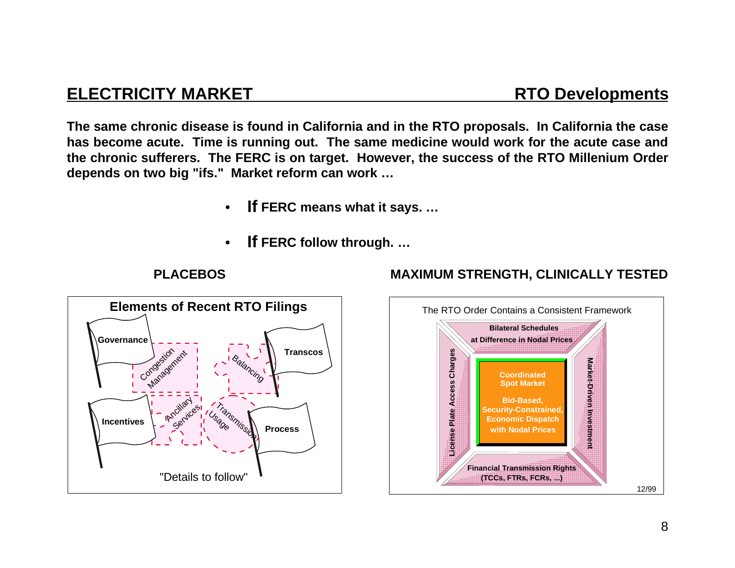## ELECTRICITY MARKET — RTO Developments

**The same chronic disease is found in California and in the RTO proposals. In California the case has become acute. Time is running out. The same medicine would work for the acute case and the chronic sufferers. The FERC is on target. However, the success of the RTO Millenium Order depends on two big "ifs." Market reform can work …**

- **If FERC means what it says. …**
- **If FERC follow through. …**

**PLACEBOS**

**Elements of Recent RTO Filings**

Governance

Congestion Management

Balancing

Transcos

Incentives

Ancillary Services

Transmission Usage

Process

"Details to follow"

**MAXIMUM STRENGTH, CLINICALLY TESTED**

The RTO Order Contains a Consistent Framework

**Bilateral Schedules at Difference in Nodal Prices**

**License Plate Access Charges**

**Coordinated Spot Market**

**Bid-Based, Security-Constrained, Economic Dispatch with Nodal Prices**

**Market-Driven Investment**

**Financial Transmission Rights (TCCs, FTRs, FCRs, ...)**

12/99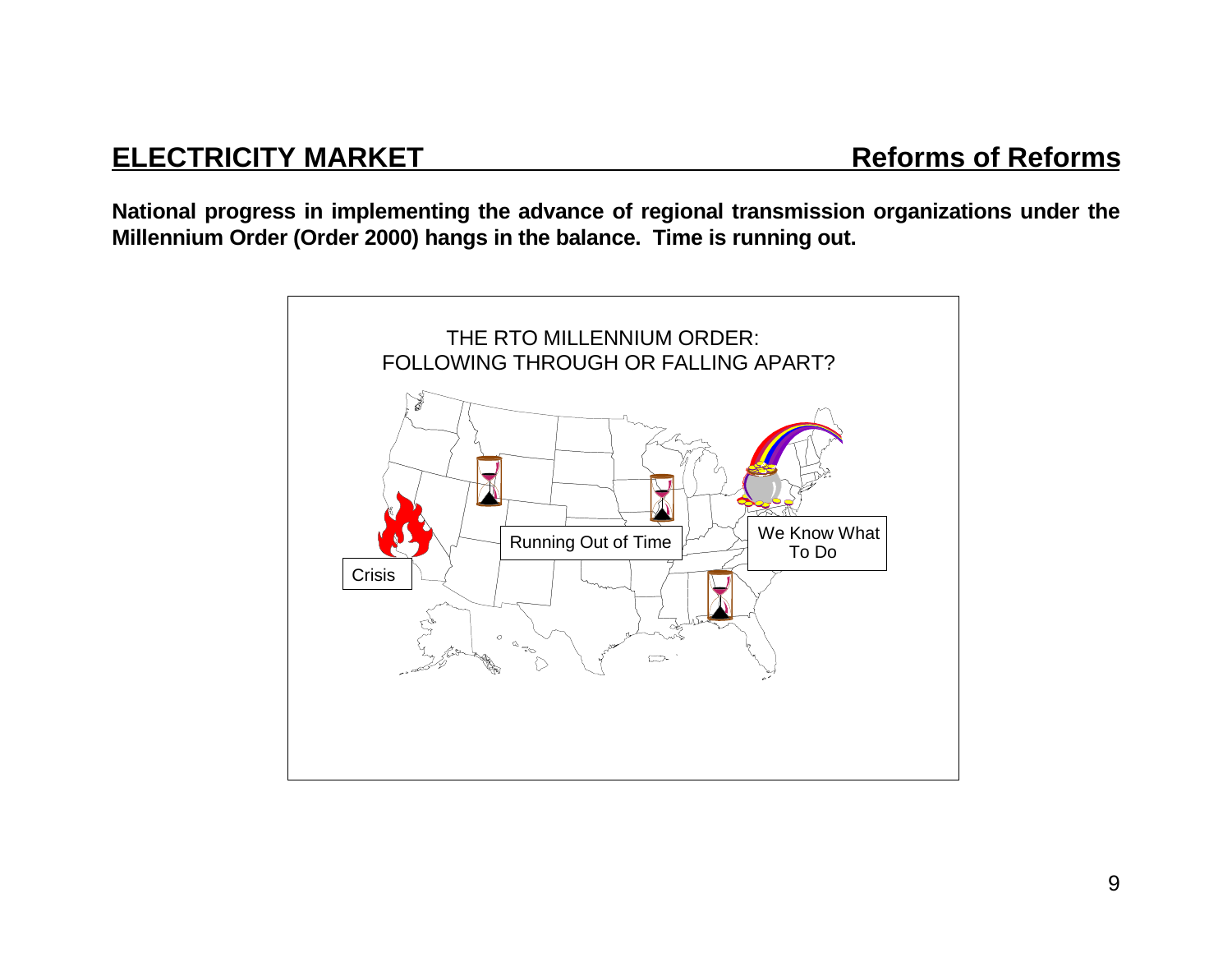## ELECTRICITY MARKET — Reforms of Reforms

**National progress in implementing the advance of regional transmission organizations under the Millennium Order (Order 2000) hangs in the balance. Time is running out.**

THE RTO MILLENNIUM ORDER:
FOLLOWING THROUGH OR FALLING APART?

Crisis

Running Out of Time

We Know What To Do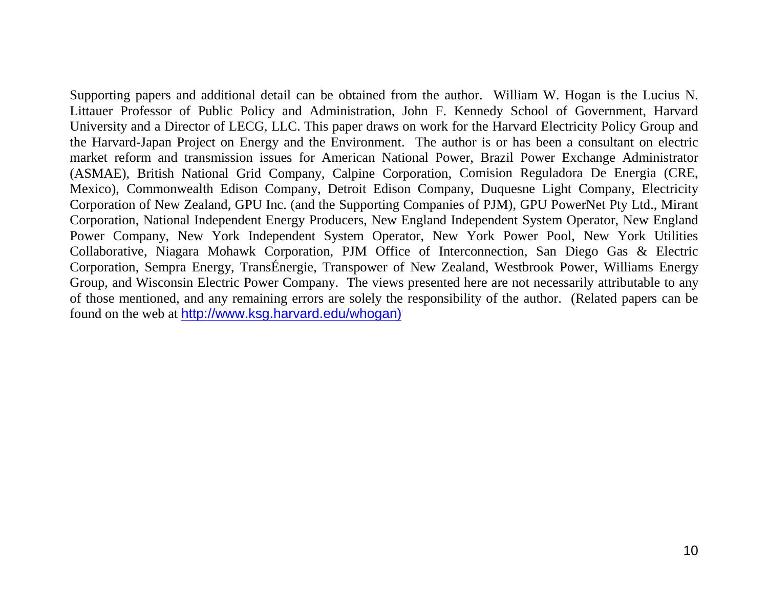Supporting papers and additional detail can be obtained from the author. William W. Hogan is the Lucius N. Littauer Professor of Public Policy and Administration, John F. Kennedy School of Government, Harvard University and a Director of LECG, LLC. This paper draws on work for the Harvard Electricity Policy Group and the Harvard-Japan Project on Energy and the Environment. The author is or has been a consultant on electric market reform and transmission issues for American National Power, Brazil Power Exchange Administrator (ASMAE), British National Grid Company, Calpine Corporation, Comision Reguladora De Energia (CRE, Mexico), Commonwealth Edison Company, Detroit Edison Company, Duquesne Light Company, Electricity Corporation of New Zealand, GPU Inc. (and the Supporting Companies of PJM), GPU PowerNet Pty Ltd., Mirant Corporation, National Independent Energy Producers, New England Independent System Operator, New England Power Company, New York Independent System Operator, New York Power Pool, New York Utilities Collaborative, Niagara Mohawk Corporation, PJM Office of Interconnection, San Diego Gas & Electric Corporation, Sempra Energy, TransÉnergie, Transpower of New Zealand, Westbrook Power, Williams Energy Group, and Wisconsin Electric Power Company. The views presented here are not necessarily attributable to any of those mentioned, and any remaining errors are solely the responsibility of the author. (Related papers can be found on the web at http://www.ksg.harvard.edu/whogan).